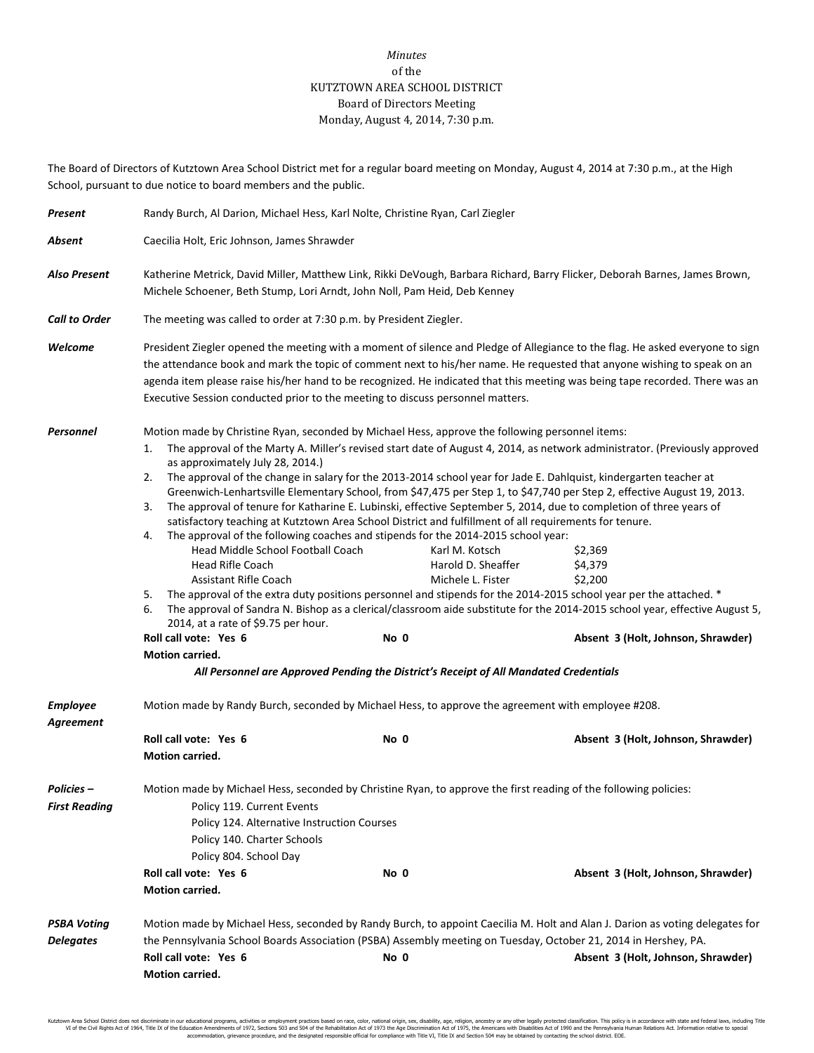*Minutes*
of the
KUTZTOWN AREA SCHOOL DISTRICT
Board of Directors Meeting
Monday, August 4, 2014, 7:30 p.m.

The Board of Directors of Kutztown Area School District met for a regular board meeting on Monday, August 4, 2014 at 7:30 p.m., at the High School, pursuant to due notice to board members and the public.

***Present*** Randy Burch, Al Darion, Michael Hess, Karl Nolte, Christine Ryan, Carl Ziegler

***Absent*** Caecilia Holt, Eric Johnson, James Shrawder

***Also Present*** Katherine Metrick, David Miller, Matthew Link, Rikki DeVough, Barbara Richard, Barry Flicker, Deborah Barnes, James Brown, Michele Schoener, Beth Stump, Lori Arndt, John Noll, Pam Heid, Deb Kenney

***Call to Order*** The meeting was called to order at 7:30 p.m. by President Ziegler.

***Welcome*** President Ziegler opened the meeting with a moment of silence and Pledge of Allegiance to the flag. He asked everyone to sign the attendance book and mark the topic of comment next to his/her name. He requested that anyone wishing to speak on an agenda item please raise his/her hand to be recognized. He indicated that this meeting was being tape recorded. There was an Executive Session conducted prior to the meeting to discuss personnel matters.

***Personnel*** Motion made by Christine Ryan, seconded by Michael Hess, approve the following personnel items:

1. The approval of the Marty A. Miller's revised start date of August 4, 2014, as network administrator. (Previously approved as approximately July 28, 2014.)
2. The approval of the change in salary for the 2013-2014 school year for Jade E. Dahlquist, kindergarten teacher at Greenwich-Lenhartsville Elementary School, from $47,475 per Step 1, to $47,740 per Step 2, effective August 19, 2013.
3. The approval of tenure for Katharine E. Lubinski, effective September 5, 2014, due to completion of three years of satisfactory teaching at Kutztown Area School District and fulfillment of all requirements for tenure.
4. The approval of the following coaches and stipends for the 2014-2015 school year:

| | | |
|---|---|---|
| Head Middle School Football Coach | Karl M. Kotsch | $2,369 |
| Head Rifle Coach | Harold D. Sheaffer | $4,379 |
| Assistant Rifle Coach | Michele L. Fister | $2,200 |

5. The approval of the extra duty positions personnel and stipends for the 2014-2015 school year per the attached. *
6. The approval of Sandra N. Bishop as a clerical/classroom aide substitute for the 2014-2015 school year, effective August 5, 2014, at a rate of $9.75 per hour.

**Roll call vote: Yes 6** **No 0** **Absent 3 (Holt, Johnson, Shrawder)**
**Motion carried.**

***All Personnel are Approved Pending the District's Receipt of All Mandated Credentials***

***Employee Agreement*** Motion made by Randy Burch, seconded by Michael Hess, to approve the agreement with employee #208.

**Roll call vote: Yes 6** **No 0** **Absent 3 (Holt, Johnson, Shrawder)**
**Motion carried.**

***Policies – First Reading*** Motion made by Michael Hess, seconded by Christine Ryan, to approve the first reading of the following policies:

Policy 119. Current Events
Policy 124. Alternative Instruction Courses
Policy 140. Charter Schools
Policy 804. School Day

**Roll call vote: Yes 6** **No 0** **Absent 3 (Holt, Johnson, Shrawder)**
**Motion carried.**

***PSBA Voting Delegates*** Motion made by Michael Hess, seconded by Randy Burch, to appoint Caecilia M. Holt and Alan J. Darion as voting delegates for the Pennsylvania School Boards Association (PSBA) Assembly meeting on Tuesday, October 21, 2014 in Hershey, PA.

**Roll call vote: Yes 6** **No 0** **Absent 3 (Holt, Johnson, Shrawder)**
**Motion carried.**

Kutztown Area School District does not discriminate in our educational programs, activities or employment practices based on race, color, national origin, sex, disability, age, religion, ancestry or any other legally protected classification. This policy is in accordance with state and federal laws, including Title VI of the Civil Rights Act of 1964, Title IX of the Education Amendments of 1972, Sections 503 and 504 of the Rehabilitation Act of 1973 the Age Discrimination Act of 1975, the Americans with Disabilities Act of 1990 and the Pennsylvania Human Relations Act. Information relative to special accommodation, grievance procedure, and the designated responsible official for compliance with Title VI, Title IX and Section 504 may be obtained by contacting the school district. EOE.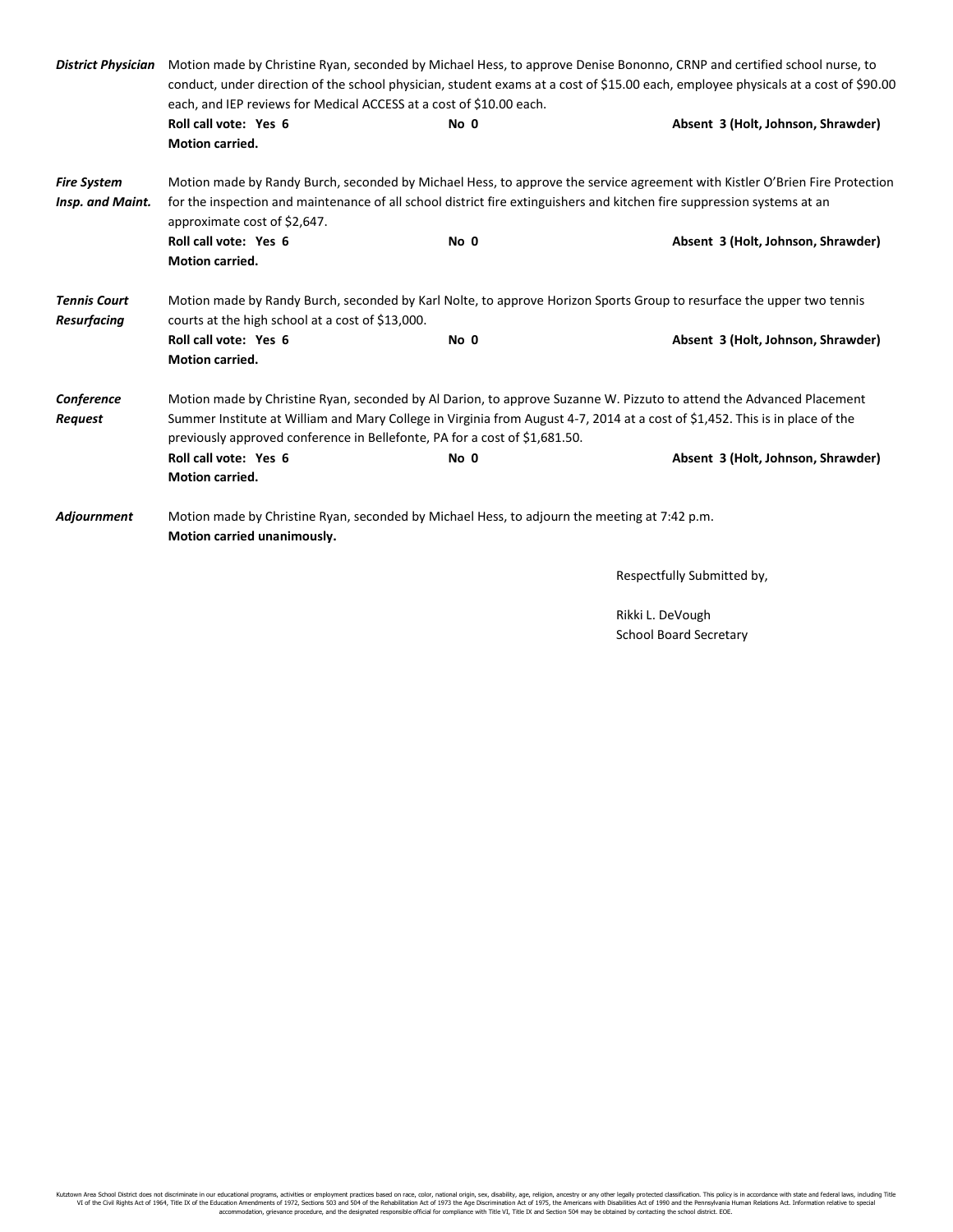***District Physician*** Motion made by Christine Ryan, seconded by Michael Hess, to approve Denise Bononno, CRNP and certified school nurse, to conduct, under direction of the school physician, student exams at a cost of $15.00 each, employee physicals at a cost of $90.00 each, and IEP reviews for Medical ACCESS at a cost of $10.00 each.

**Roll call vote: Yes 6** **No 0** **Absent 3 (Holt, Johnson, Shrawder)**
**Motion carried.**

***Fire System Insp. and Maint.*** Motion made by Randy Burch, seconded by Michael Hess, to approve the service agreement with Kistler O'Brien Fire Protection for the inspection and maintenance of all school district fire extinguishers and kitchen fire suppression systems at an approximate cost of $2,647.

**Roll call vote: Yes 6** **No 0** **Absent 3 (Holt, Johnson, Shrawder)**
**Motion carried.**

***Tennis Court Resurfacing*** Motion made by Randy Burch, seconded by Karl Nolte, to approve Horizon Sports Group to resurface the upper two tennis courts at the high school at a cost of $13,000.

**Roll call vote: Yes 6** **No 0** **Absent 3 (Holt, Johnson, Shrawder)**
**Motion carried.**

***Conference Request*** Motion made by Christine Ryan, seconded by Al Darion, to approve Suzanne W. Pizzuto to attend the Advanced Placement Summer Institute at William and Mary College in Virginia from August 4-7, 2014 at a cost of $1,452. This is in place of the previously approved conference in Bellefonte, PA for a cost of $1,681.50.

**Roll call vote: Yes 6** **No 0** **Absent 3 (Holt, Johnson, Shrawder)**
**Motion carried.**

***Adjournment*** Motion made by Christine Ryan, seconded by Michael Hess, to adjourn the meeting at 7:42 p.m.
**Motion carried unanimously.**

Respectfully Submitted by,

Rikki L. DeVough
School Board Secretary

Kutztown Area School District does not discriminate in our educational programs, activities or employment practices based on race, color, national origin, sex, disability, age, religion, ancestry or any other legally protected classification. This policy is in accordance with state and federal laws, including Title VI of the Civil Rights Act of 1964, Title IX of the Education Amendments of 1972, Sections 503 and 504 of the Rehabilitation Act of 1973 the Age Discrimination Act of 1975, the Americans with Disabilities Act of 1990 and the Pennsylvania Human Relations Act. Information relative to special accommodation, grievance procedure, and the designated responsible official for compliance with Title VI, Title IX and Section 504 may be obtained by contacting the school district. EOE.